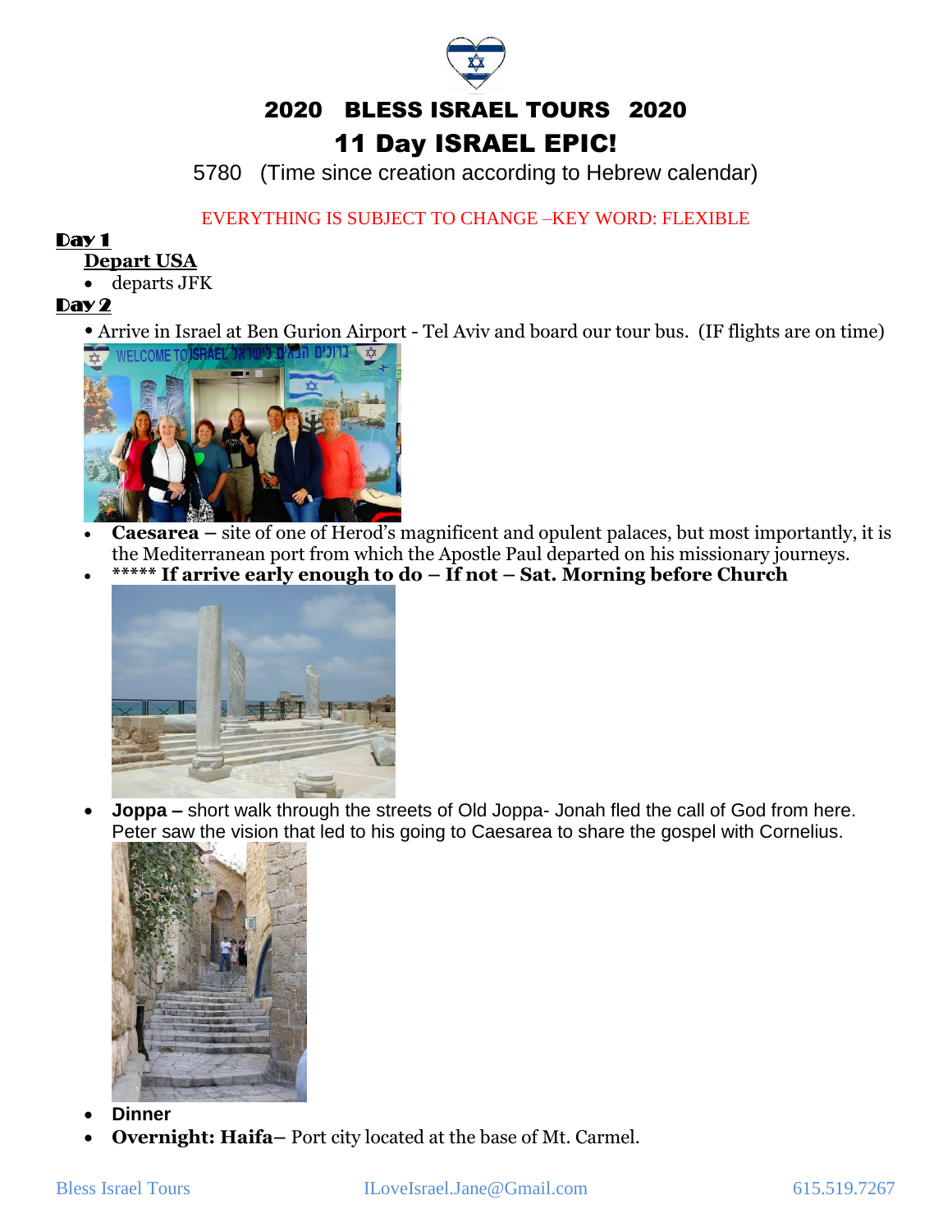# 2020 BLESS ISRAEL TOURS 2020

## 11 Day ISRAEL EPIC!

5780 (Time since creation according to Hebrew calendar)

EVERYTHING IS SUBJECT TO CHANGE –KEY WORD: FLEXIBLE

**Day 1**

**Depart USA**

- departs JFK

**Day 2**

- Arrive in Israel at Ben Gurion Airport - Tel Aviv and board our tour bus. (IF flights are on time)
- **Caesarea –** site of one of Herod's magnificent and opulent palaces, but most importantly, it is the Mediterranean port from which the Apostle Paul departed on his missionary journeys.
- ***** **If arrive early enough to do – If not – Sat. Morning before Church**
- **Joppa –** short walk through the streets of Old Joppa- Jonah fled the call of God from here. Peter saw the vision that led to his going to Caesarea to share the gospel with Cornelius.
- **Dinner**
- **Overnight: Haifa–** Port city located at the base of Mt. Carmel.

Bless Israel Tours ILoveIsrael.Jane@Gmail.com 615.519.7267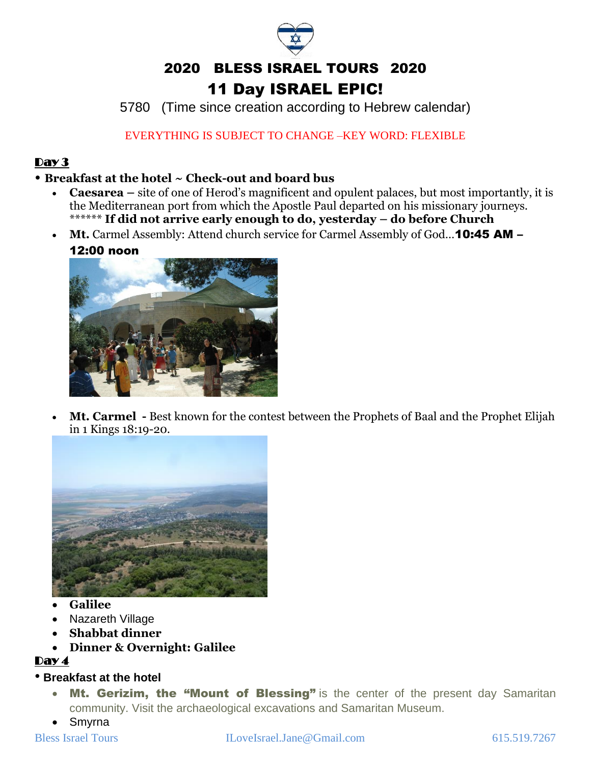# 2020 BLESS ISRAEL TOURS 2020

# 11 Day ISRAEL EPIC!

5780 (Time since creation according to Hebrew calendar)

EVERYTHING IS SUBJECT TO CHANGE –KEY WORD: FLEXIBLE

## Day 3

- **Breakfast at the hotel ~ Check-out and board bus**
  - **Caesarea –** site of one of Herod's magnificent and opulent palaces, but most importantly, it is the Mediterranean port from which the Apostle Paul departed on his missionary journeys. ****** **If did not arrive early enough to do, yesterday – do before Church**
  - **Mt.** Carmel Assembly: Attend church service for Carmel Assembly of God…**10:45 AM – 12:00 noon**
  - **Mt. Carmel -** Best known for the contest between the Prophets of Baal and the Prophet Elijah in 1 Kings 18:19-20.
  - **Galilee**
  - Nazareth Village
  - **Shabbat dinner**
  - **Dinner & Overnight: Galilee**

## Day 4

- **Breakfast at the hotel**
  - **Mt. Gerizim, the "Mount of Blessing"** is the center of the present day Samaritan community. Visit the archaeological excavations and Samaritan Museum.
  - Smyrna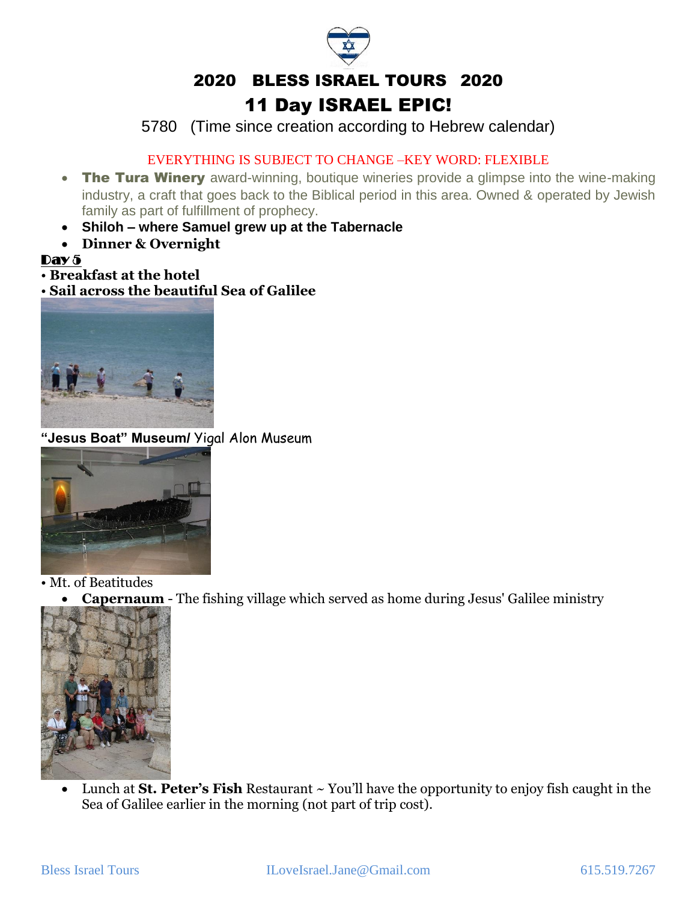# 2020 BLESS ISRAEL TOURS 2020

## 11 Day ISRAEL EPIC!

5780 (Time since creation according to Hebrew calendar)

EVERYTHING IS SUBJECT TO CHANGE –KEY WORD: FLEXIBLE

- **The Tura Winery** award-winning, boutique wineries provide a glimpse into the wine-making industry, a craft that goes back to the Biblical period in this area. Owned & operated by Jewish family as part of fulfillment of prophecy.
- **Shiloh – where Samuel grew up at the Tabernacle**
- **Dinner & Overnight**

**Day 5**

- **Breakfast at the hotel**
- **Sail across the beautiful Sea of Galilee**

**"Jesus Boat" Museum/** Yigal Alon Museum

- Mt. of Beatitudes
- **Capernaum** - The fishing village which served as home during Jesus' Galilee ministry
- Lunch at **St. Peter's Fish** Restaurant ~ You'll have the opportunity to enjoy fish caught in the Sea of Galilee earlier in the morning (not part of trip cost).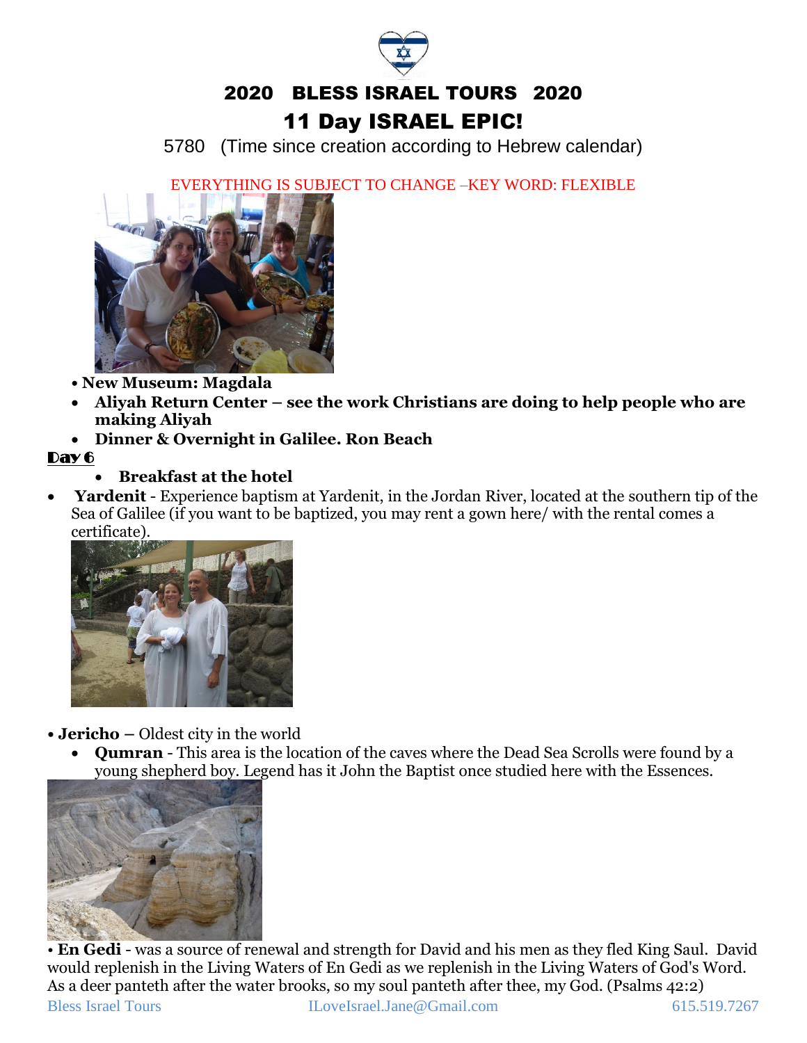# 2020 BLESS ISRAEL TOURS 2020

## 11 Day ISRAEL EPIC!

5780 (Time since creation according to Hebrew calendar)

EVERYTHING IS SUBJECT TO CHANGE –KEY WORD: FLEXIBLE

- **New Museum: Magdala**
- **Aliyah Return Center – see the work Christians are doing to help people who are making Aliyah**
- **Dinner & Overnight in Galilee. Ron Beach**

**Day 6**

- **Breakfast at the hotel**
- **Yardenit** - Experience baptism at Yardenit, in the Jordan River, located at the southern tip of the Sea of Galilee (if you want to be baptized, you may rent a gown here/ with the rental comes a certificate).
- **Jericho –** Oldest city in the world
- **Qumran** - This area is the location of the caves where the Dead Sea Scrolls were found by a young shepherd boy. Legend has it John the Baptist once studied here with the Essences.
- **En Gedi** - was a source of renewal and strength for David and his men as they fled King Saul. David would replenish in the Living Waters of En Gedi as we replenish in the Living Waters of God's Word. As a deer panteth after the water brooks, so my soul panteth after thee, my God. (Psalms 42:2)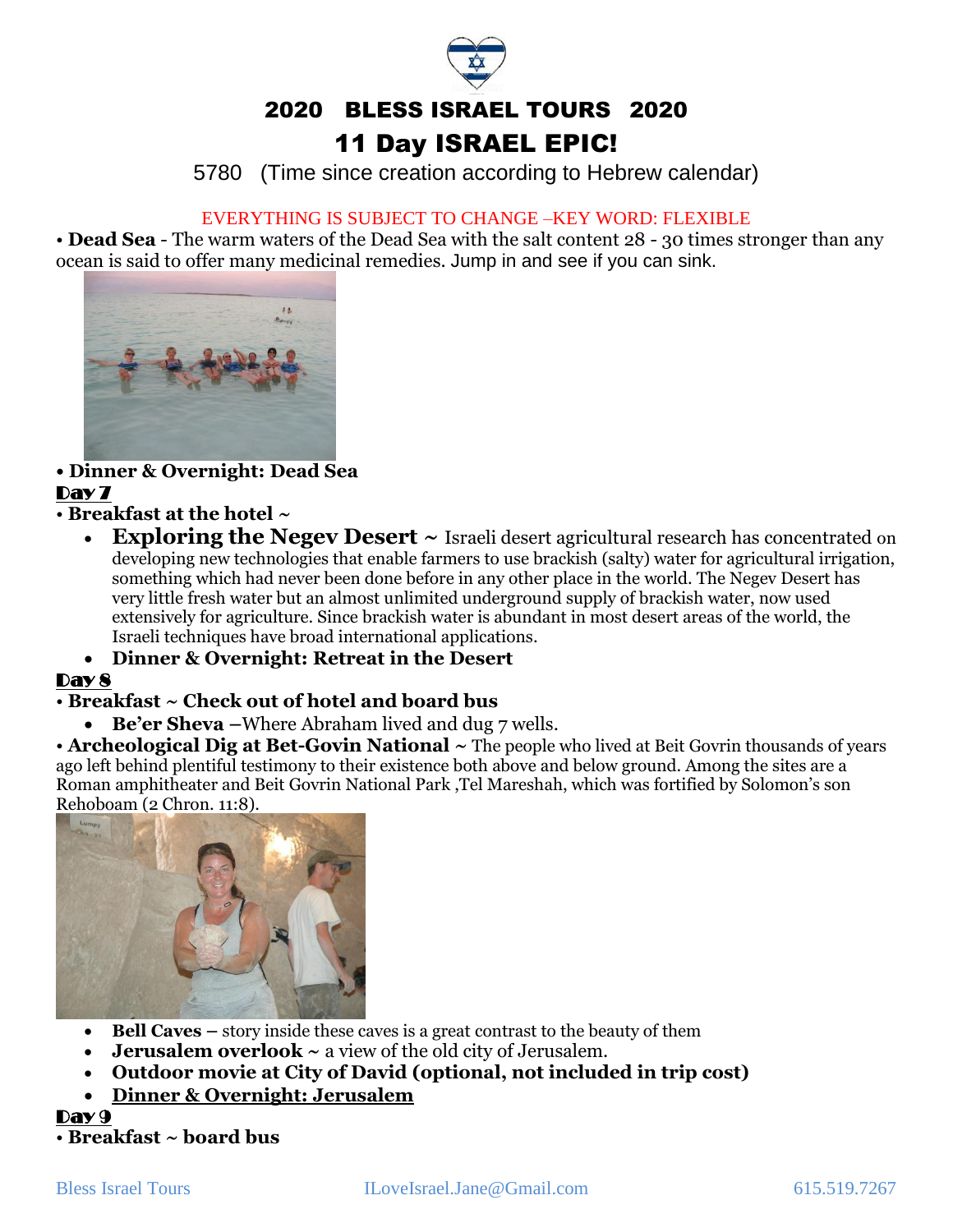# 2020 BLESS ISRAEL TOURS 2020

# 11 Day ISRAEL EPIC!

5780 (Time since creation according to Hebrew calendar)

EVERYTHING IS SUBJECT TO CHANGE –KEY WORD: FLEXIBLE

• **Dead Sea** - The warm waters of the Dead Sea with the salt content 28 - 30 times stronger than any ocean is said to offer many medicinal remedies. Jump in and see if you can sink.

• **Dinner & Overnight: Dead Sea**

**Day 7**

• **Breakfast at the hotel ~**

- **Exploring the Negev Desert ~** Israeli desert agricultural research has concentrated on developing new technologies that enable farmers to use brackish (salty) water for agricultural irrigation, something which had never been done before in any other place in the world. The Negev Desert has very little fresh water but an almost unlimited underground supply of brackish water, now used extensively for agriculture. Since brackish water is abundant in most desert areas of the world, the Israeli techniques have broad international applications.
- **Dinner & Overnight: Retreat in the Desert**

**Day 8**

• **Breakfast ~ Check out of hotel and board bus**

- **Be'er Sheva** –Where Abraham lived and dug 7 wells.

• **Archeological Dig at Bet-Govin National ~** The people who lived at Beit Govrin thousands of years ago left behind plentiful testimony to their existence both above and below ground. Among the sites are a Roman amphitheater and Beit Govrin National Park ,Tel Mareshah, which was fortified by Solomon's son Rehoboam (2 Chron. 11:8).

- **Bell Caves –** story inside these caves is a great contrast to the beauty of them
- **Jerusalem overlook ~** a view of the old city of Jerusalem.
- **Outdoor movie at City of David (optional, not included in trip cost)**
- **Dinner & Overnight: Jerusalem**

**Day 9**

• **Breakfast ~ board bus**

Bless Israel Tours ILoveIsrael.Jane@Gmail.com 615.519.7267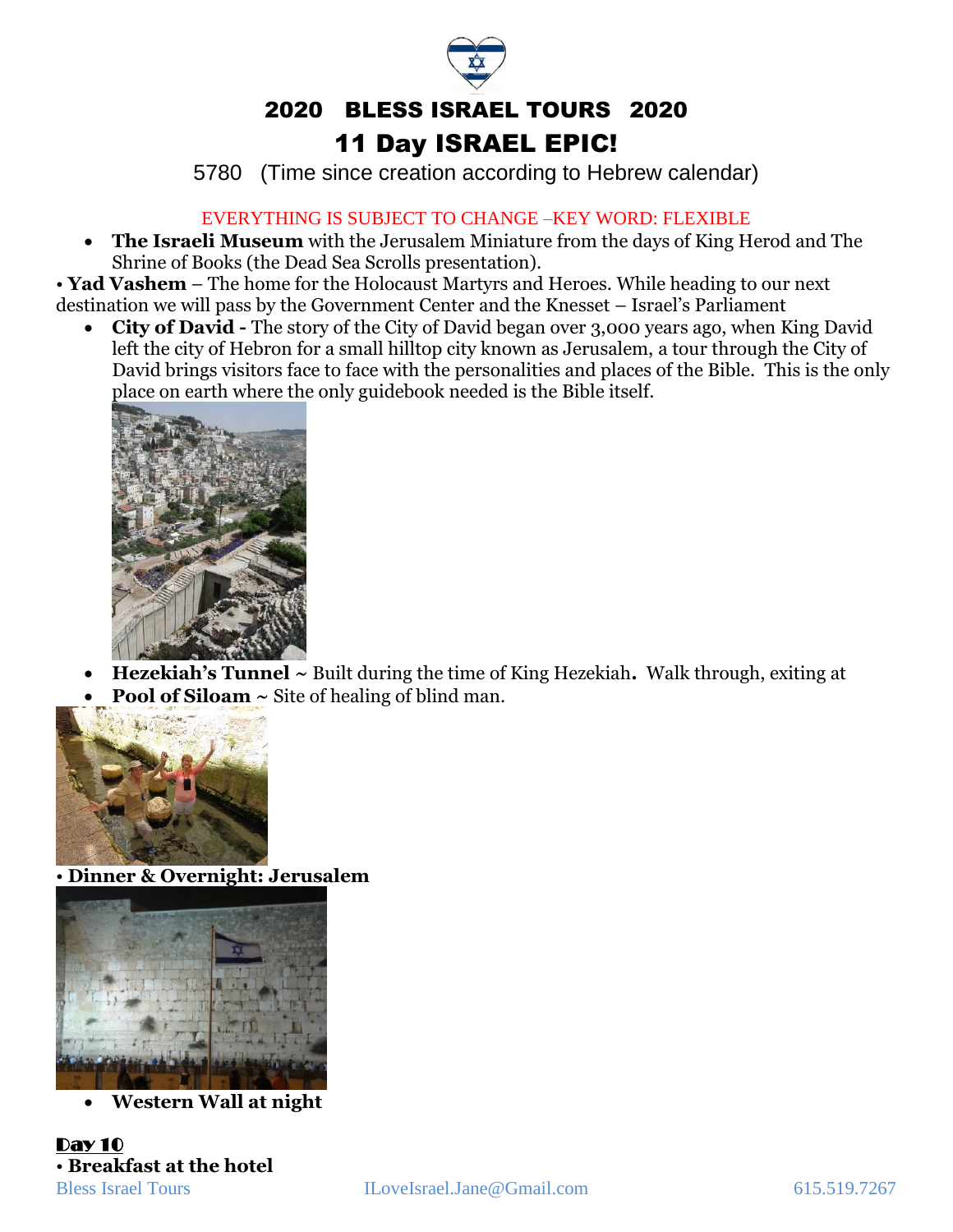# 2020 BLESS ISRAEL TOURS 2020

## 11 Day ISRAEL EPIC!

5780 (Time since creation according to Hebrew calendar)

EVERYTHING IS SUBJECT TO CHANGE –KEY WORD: FLEXIBLE

- **The Israeli Museum** with the Jerusalem Miniature from the days of King Herod and The Shrine of Books (the Dead Sea Scrolls presentation).

• **Yad Vashem** – The home for the Holocaust Martyrs and Heroes. While heading to our next destination we will pass by the Government Center and the Knesset – Israel's Parliament

- **City of David -** The story of the City of David began over 3,000 years ago, when King David left the city of Hebron for a small hilltop city known as Jerusalem, a tour through the City of David brings visitors face to face with the personalities and places of the Bible. This is the only place on earth where the only guidebook needed is the Bible itself.

- **Hezekiah's Tunnel** ~ Built during the time of King Hezekiah**.** Walk through, exiting at
- **Pool of Siloam** ~ Site of healing of blind man.

• **Dinner & Overnight: Jerusalem**

- **Western Wall at night**

**Day 10**

• **Breakfast at the hotel**

Bless Israel Tours ILoveIsrael.Jane@Gmail.com 615.519.7267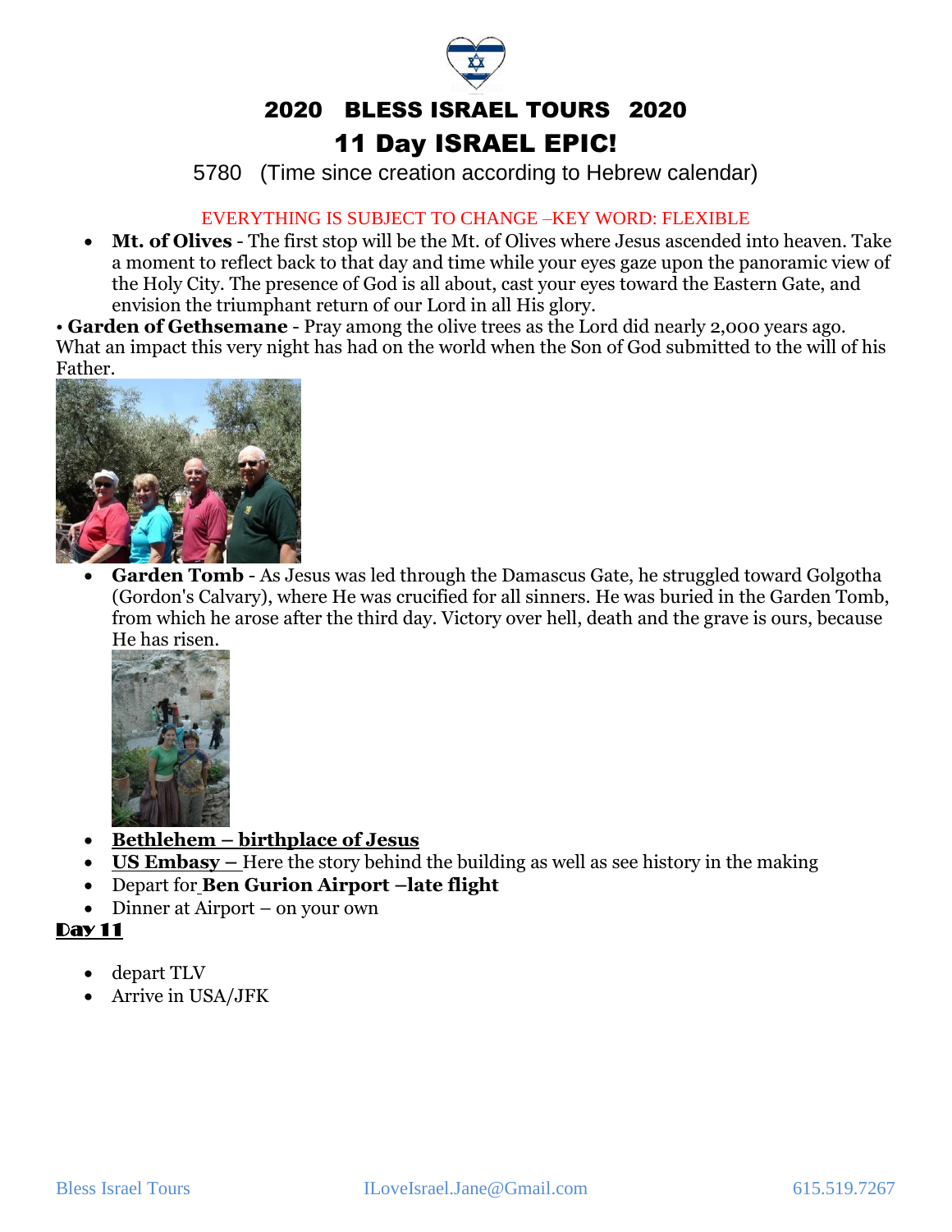# 2020 BLESS ISRAEL TOURS 2020

## 11 Day ISRAEL EPIC!

5780 (Time since creation according to Hebrew calendar)

EVERYTHING IS SUBJECT TO CHANGE –KEY WORD: FLEXIBLE

- **Mt. of Olives** - The first stop will be the Mt. of Olives where Jesus ascended into heaven. Take a moment to reflect back to that day and time while your eyes gaze upon the panoramic view of the Holy City. The presence of God is all about, cast your eyes toward the Eastern Gate, and envision the triumphant return of our Lord in all His glory.

• **Garden of Gethsemane** - Pray among the olive trees as the Lord did nearly 2,000 years ago. What an impact this very night has had on the world when the Son of God submitted to the will of his Father.

- **Garden Tomb** - As Jesus was led through the Damascus Gate, he struggled toward Golgotha (Gordon's Calvary), where He was crucified for all sinners. He was buried in the Garden Tomb, from which he arose after the third day. Victory over hell, death and the grave is ours, because He has risen.
- **Bethlehem – birthplace of Jesus**
- **US Embasy –** Here the story behind the building as well as see history in the making
- Depart for **Ben Gurion Airport –late flight**
- Dinner at Airport – on your own

**Day 11**

- depart TLV
- Arrive in USA/JFK